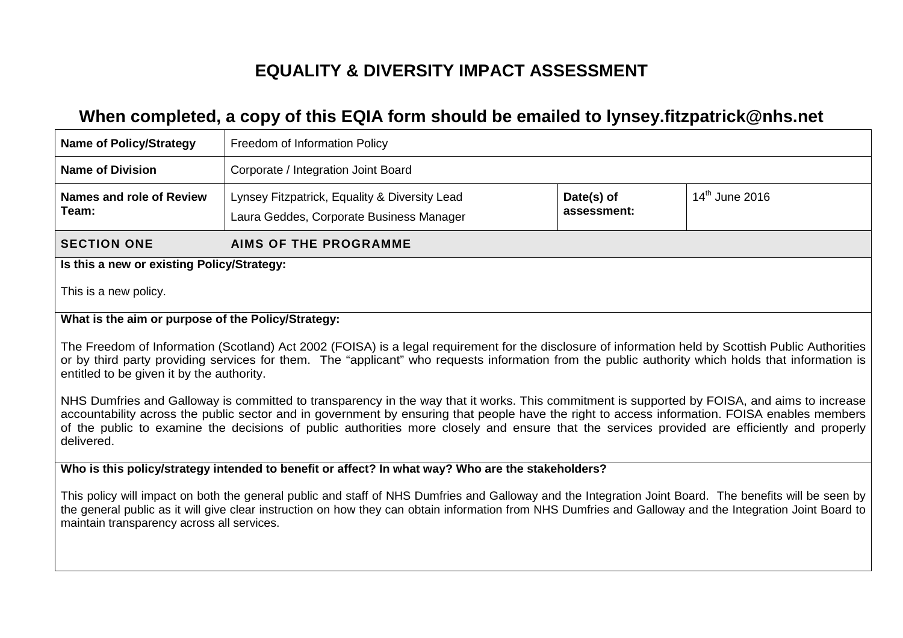# EQUALITY & DIVERSITY IMPACT ASSESSMENT

## When completed, a copy of this EQIA form should be emailed to lynsey.fitzpatrick@nhs.net

| **Name of Policy/Strategy** | Freedom of Information Policy | | |
|---|---|---|---|
| **Name of Division** | Corporate / Integration Joint Board | | |
| **Names and role of Review Team:** | Lynsey Fitzpatrick, Equality & Diversity Lead<br>Laura Geddes, Corporate Business Manager | **Date(s) of assessment:** | 14th June 2016 |

**SECTION ONE AIMS OF THE PROGRAMME**

**Is this a new or existing Policy/Strategy:**

This is a new policy.

**What is the aim or purpose of the Policy/Strategy:**

The Freedom of Information (Scotland) Act 2002 (FOISA) is a legal requirement for the disclosure of information held by Scottish Public Authorities or by third party providing services for them. The "applicant" who requests information from the public authority which holds that information is entitled to be given it by the authority.

NHS Dumfries and Galloway is committed to transparency in the way that it works. This commitment is supported by FOISA, and aims to increase accountability across the public sector and in government by ensuring that people have the right to access information. FOISA enables members of the public to examine the decisions of public authorities more closely and ensure that the services provided are efficiently and properly delivered.

**Who is this policy/strategy intended to benefit or affect? In what way? Who are the stakeholders?**

This policy will impact on both the general public and staff of NHS Dumfries and Galloway and the Integration Joint Board. The benefits will be seen by the general public as it will give clear instruction on how they can obtain information from NHS Dumfries and Galloway and the Integration Joint Board to maintain transparency across all services.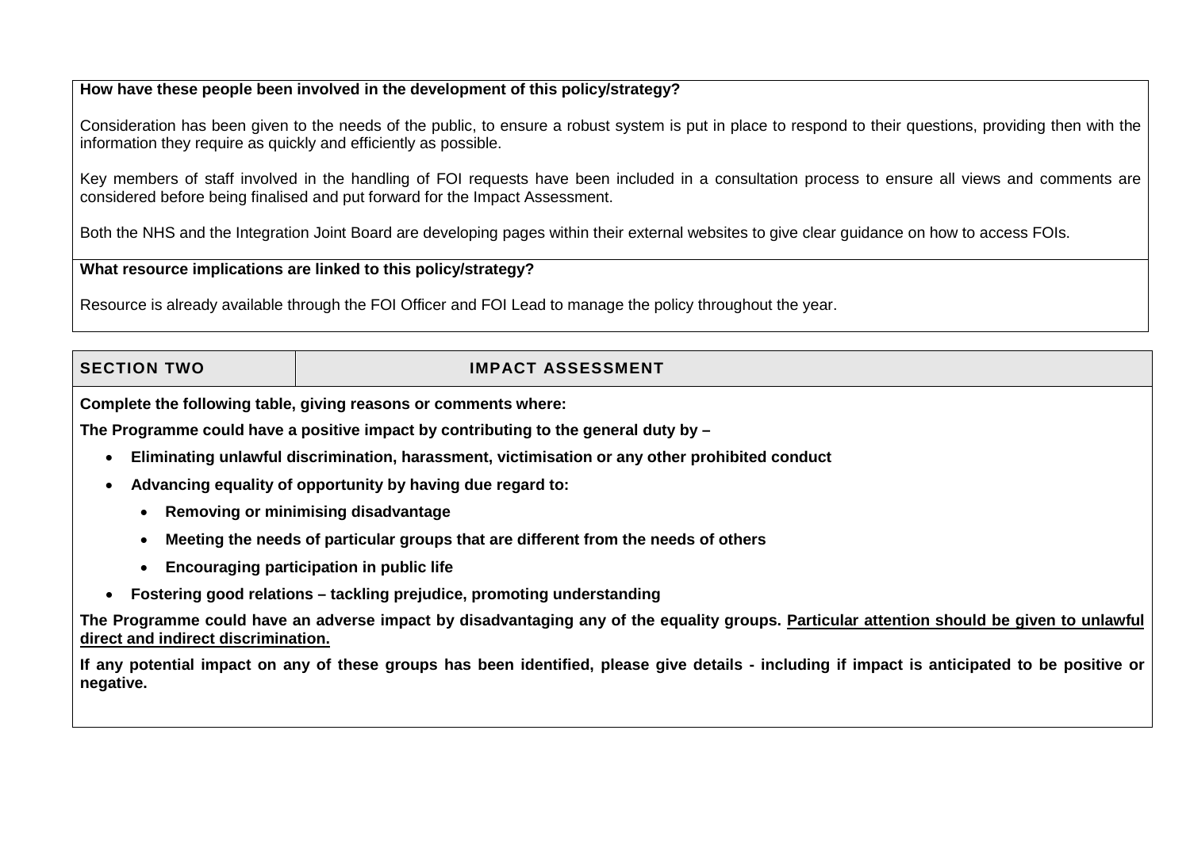**How have these people been involved in the development of this policy/strategy?**

Consideration has been given to the needs of the public, to ensure a robust system is put in place to respond to their questions, providing then with the information they require as quickly and efficiently as possible.

Key members of staff involved in the handling of FOI requests have been included in a consultation process to ensure all views and comments are considered before being finalised and put forward for the Impact Assessment.

Both the NHS and the Integration Joint Board are developing pages within their external websites to give clear guidance on how to access FOIs.

**What resource implications are linked to this policy/strategy?**

Resource is already available through the FOI Officer and FOI Lead to manage the policy throughout the year.

| SECTION TWO | IMPACT ASSESSMENT |
|---|---|

**Complete the following table, giving reasons or comments where:**

**The Programme could have a positive impact by contributing to the general duty by –**

- **Eliminating unlawful discrimination, harassment, victimisation or any other prohibited conduct**
- **Advancing equality of opportunity by having due regard to:**
    - **Removing or minimising disadvantage**
    - **Meeting the needs of particular groups that are different from the needs of others**
    - **Encouraging participation in public life**
- **Fostering good relations – tackling prejudice, promoting understanding**

**The Programme could have an adverse impact by disadvantaging any of the equality groups. <u>Particular attention should be given to unlawful direct and indirect discrimination.</u>**

**If any potential impact on any of these groups has been identified, please give details - including if impact is anticipated to be positive or negative.**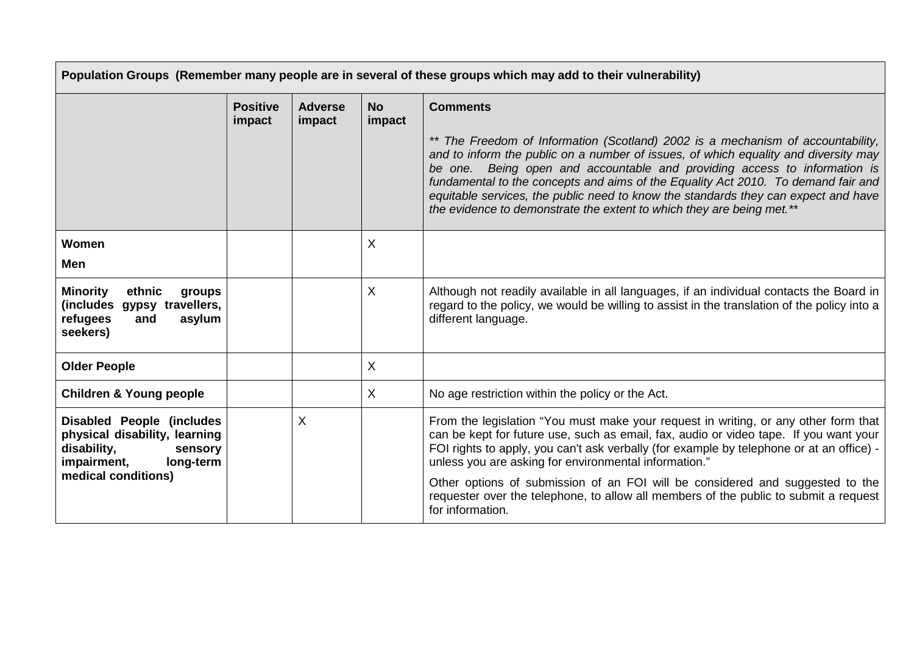| **Population Groups (Remember many people are in several of these groups which may add to their vulnerability)** | | | | |
|---|---|---|---|---|
| | **Positive impact** | **Adverse impact** | **No impact** | **Comments**<br><br>*** The Freedom of Information (Scotland) 2002 is a mechanism of accountability, and to inform the public on a number of issues, of which equality and diversity may be one. Being open and accountable and providing access to information is fundamental to the concepts and aims of the Equality Act 2010. To demand fair and equitable services, the public need to know the standards they can expect and have the evidence to demonstrate the extent to which they are being met.*** |
| **Women**<br><br>**Men** | | | X | |
| **Minority ethnic groups (includes gypsy travellers, refugees and asylum seekers)** | | | X | Although not readily available in all languages, if an individual contacts the Board in regard to the policy, we would be willing to assist in the translation of the policy into a different language. |
| **Older People** | | | X | |
| **Children & Young people** | | | X | No age restriction within the policy or the Act. |
| **Disabled People (includes physical disability, learning disability, sensory impairment, long-term medical conditions)** | | X | | From the legislation "You must make your request in writing, or any other form that can be kept for future use, such as email, fax, audio or video tape. If you want your FOI rights to apply, you can't ask verbally (for example by telephone or at an office) - unless you are asking for environmental information."<br><br>Other options of submission of an FOI will be considered and suggested to the requester over the telephone, to allow all members of the public to submit a request for information. |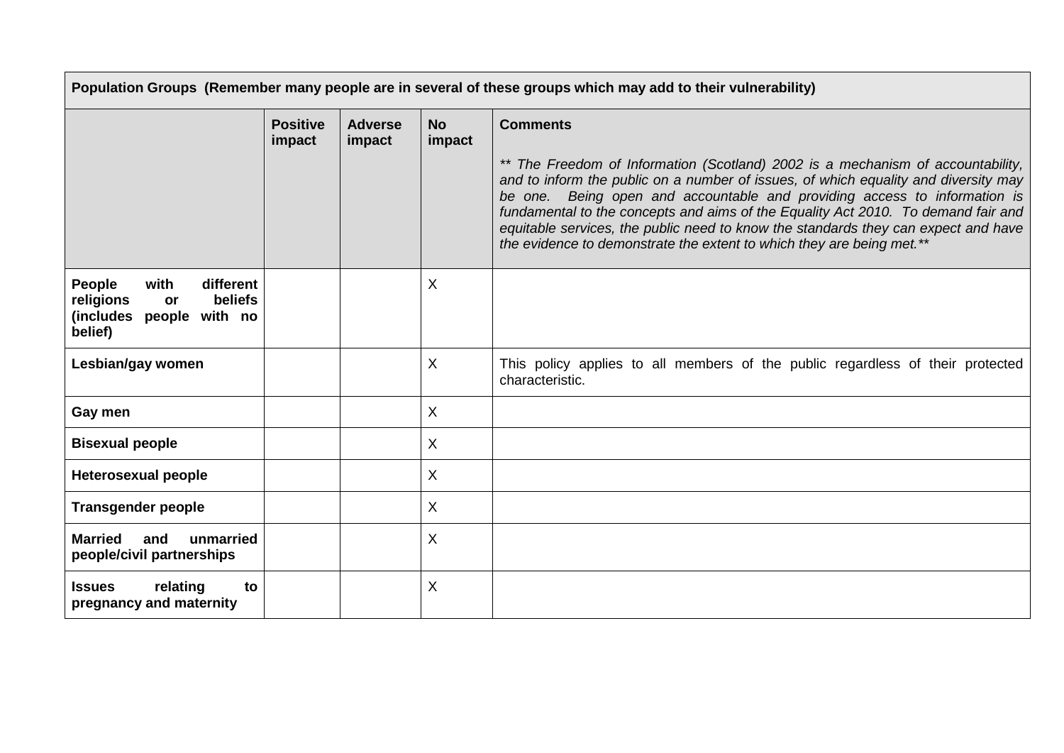| **Population Groups (Remember many people are in several of these groups which may add to their vulnerability)** | | | | |
|---|---|---|---|---|
| | **Positive impact** | **Adverse impact** | **No impact** | **Comments**<br><br>*** The Freedom of Information (Scotland) 2002 is a mechanism of accountability, and to inform the public on a number of issues, of which equality and diversity may be one. Being open and accountable and providing access to information is fundamental to the concepts and aims of the Equality Act 2010. To demand fair and equitable services, the public need to know the standards they can expect and have the evidence to demonstrate the extent to which they are being met.*** |
| **People with different religions or beliefs (includes people with no belief)** | | | X | |
| **Lesbian/gay women** | | | X | This policy applies to all members of the public regardless of their protected characteristic. |
| **Gay men** | | | X | |
| **Bisexual people** | | | X | |
| **Heterosexual people** | | | X | |
| **Transgender people** | | | X | |
| **Married and unmarried people/civil partnerships** | | | X | |
| **Issues relating to pregnancy and maternity** | | | X | |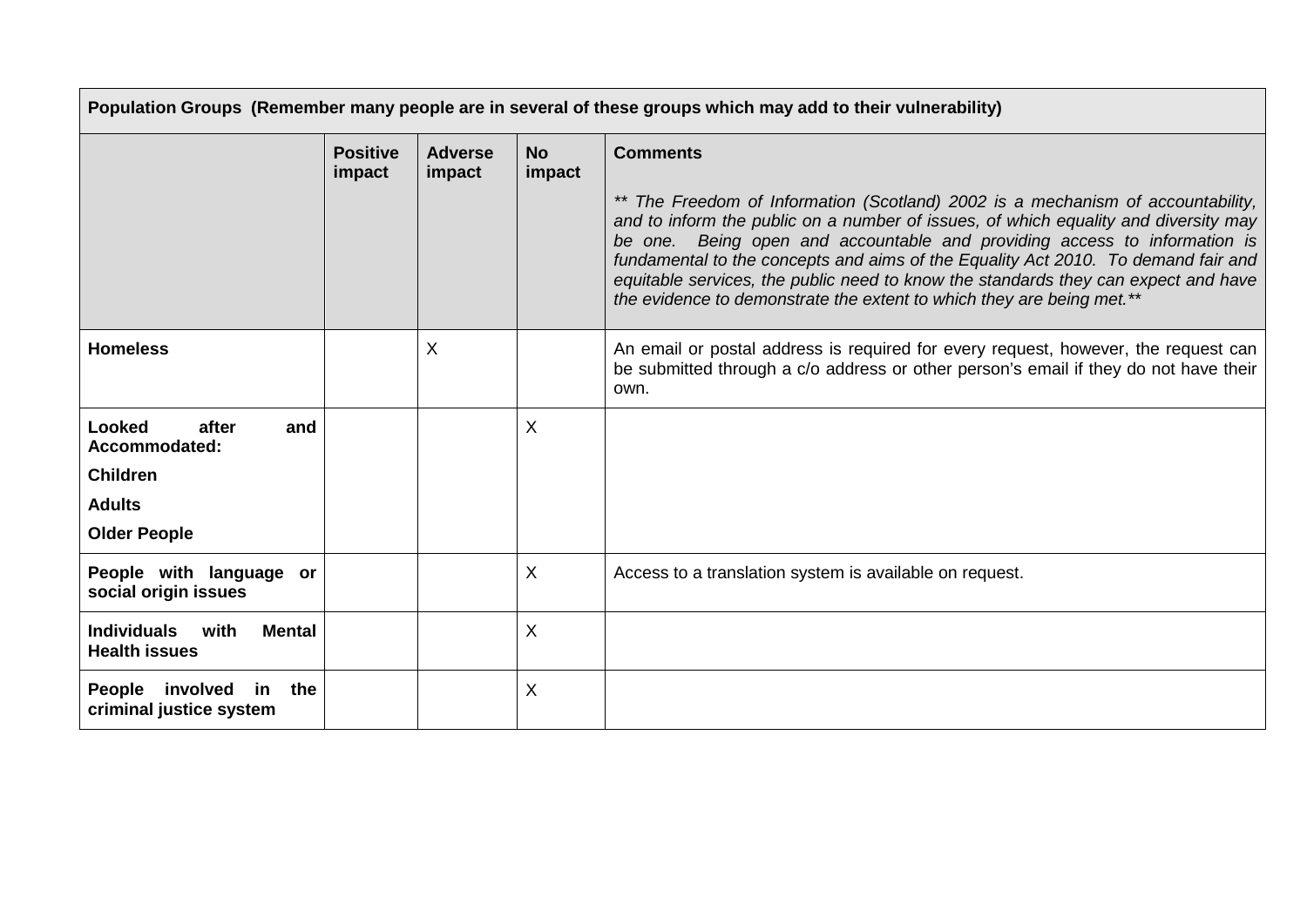| Population Groups (Remember many people are in several of these groups which may add to their vulnerability) | | | | |
|---|---|---|---|---|
| | **Positive impact** | **Adverse impact** | **No impact** | **Comments**<br><br>*** The Freedom of Information (Scotland) 2002 is a mechanism of accountability, and to inform the public on a number of issues, of which equality and diversity may be one. Being open and accountable and providing access to information is fundamental to the concepts and aims of the Equality Act 2010. To demand fair and equitable services, the public need to know the standards they can expect and have the evidence to demonstrate the extent to which they are being met.*** |
| **Homeless** | | X | | An email or postal address is required for every request, however, the request can be submitted through a c/o address or other person's email if they do not have their own. |
| **Looked after and Accommodated:**<br>**Children**<br>**Adults**<br>**Older People** | | | X | |
| **People with language or social origin issues** | | | X | Access to a translation system is available on request. |
| **Individuals with Mental Health issues** | | | X | |
| **People involved in the criminal justice system** | | | X | |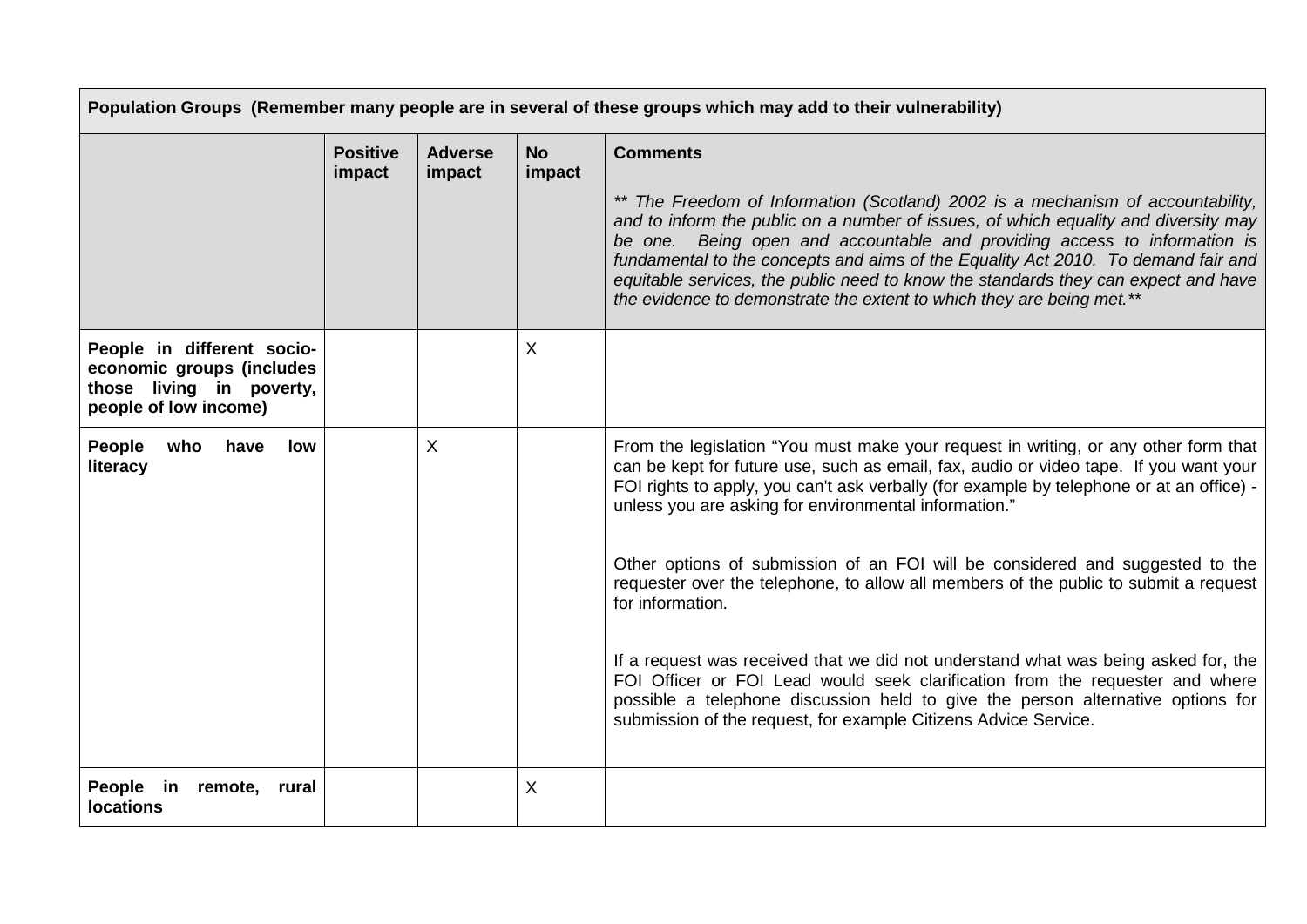| **Population Groups (Remember many people are in several of these groups which may add to their vulnerability)** | | | | |
|---|---|---|---|---|
| | **Positive impact** | **Adverse impact** | **No impact** | **Comments**<br><br>*\*\* The Freedom of Information (Scotland) 2002 is a mechanism of accountability, and to inform the public on a number of issues, of which equality and diversity may be one. Being open and accountable and providing access to information is fundamental to the concepts and aims of the Equality Act 2010. To demand fair and equitable services, the public need to know the standards they can expect and have the evidence to demonstrate the extent to which they are being met.\*\** |
| **People in different socio-economic groups (includes those living in poverty, people of low income)** | | | X | |
| **People who have low literacy** | | X | | From the legislation "You must make your request in writing, or any other form that can be kept for future use, such as email, fax, audio or video tape. If you want your FOI rights to apply, you can't ask verbally (for example by telephone or at an office) - unless you are asking for environmental information."<br><br>Other options of submission of an FOI will be considered and suggested to the requester over the telephone, to allow all members of the public to submit a request for information.<br><br>If a request was received that we did not understand what was being asked for, the FOI Officer or FOI Lead would seek clarification from the requester and where possible a telephone discussion held to give the person alternative options for submission of the request, for example Citizens Advice Service. |
| **People in remote, rural locations** | | | X | |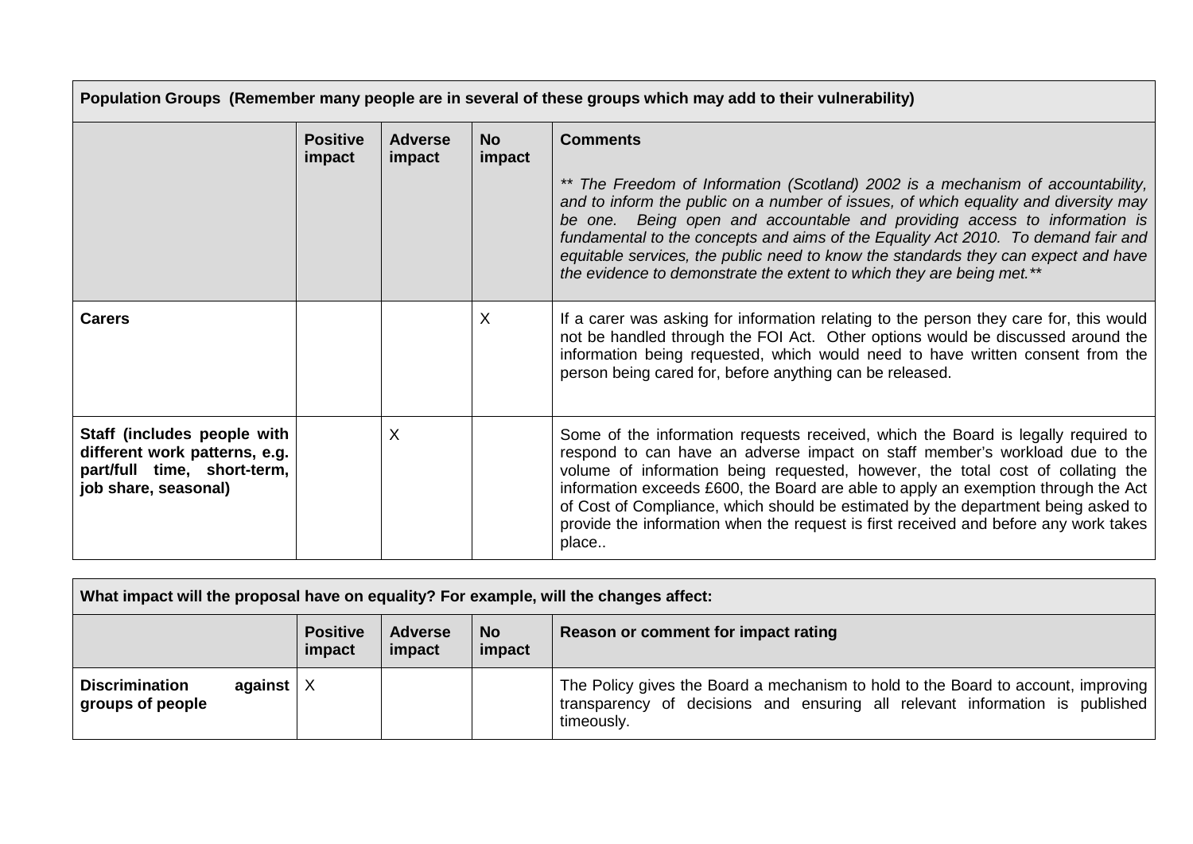| Population Groups (Remember many people are in several of these groups which may add to their vulnerability) | | | | |
|---|---|---|---|---|
| | **Positive impact** | **Adverse impact** | **No impact** | **Comments**<br><br>*\*\* The Freedom of Information (Scotland) 2002 is a mechanism of accountability, and to inform the public on a number of issues, of which equality and diversity may be one. Being open and accountable and providing access to information is fundamental to the concepts and aims of the Equality Act 2010. To demand fair and equitable services, the public need to know the standards they can expect and have the evidence to demonstrate the extent to which they are being met.\*\** |
| **Carers** | | | X | If a carer was asking for information relating to the person they care for, this would not be handled through the FOI Act. Other options would be discussed around the information being requested, which would need to have written consent from the person being cared for, before anything can be released. |
| **Staff (includes people with different work patterns, e.g. part/full time, short-term, job share, seasonal)** | | X | | Some of the information requests received, which the Board is legally required to respond to can have an adverse impact on staff member's workload due to the volume of information being requested, however, the total cost of collating the information exceeds £600, the Board are able to apply an exemption through the Act of Cost of Compliance, which should be estimated by the department being asked to provide the information when the request is first received and before any work takes place.. |

| What impact will the proposal have on equality? For example, will the changes affect: | | | | |
|---|---|---|---|---|
| | **Positive impact** | **Adverse impact** | **No impact** | **Reason or comment for impact rating** |
| **Discrimination against groups of people** | X | | | The Policy gives the Board a mechanism to hold to the Board to account, improving transparency of decisions and ensuring all relevant information is published timeously. |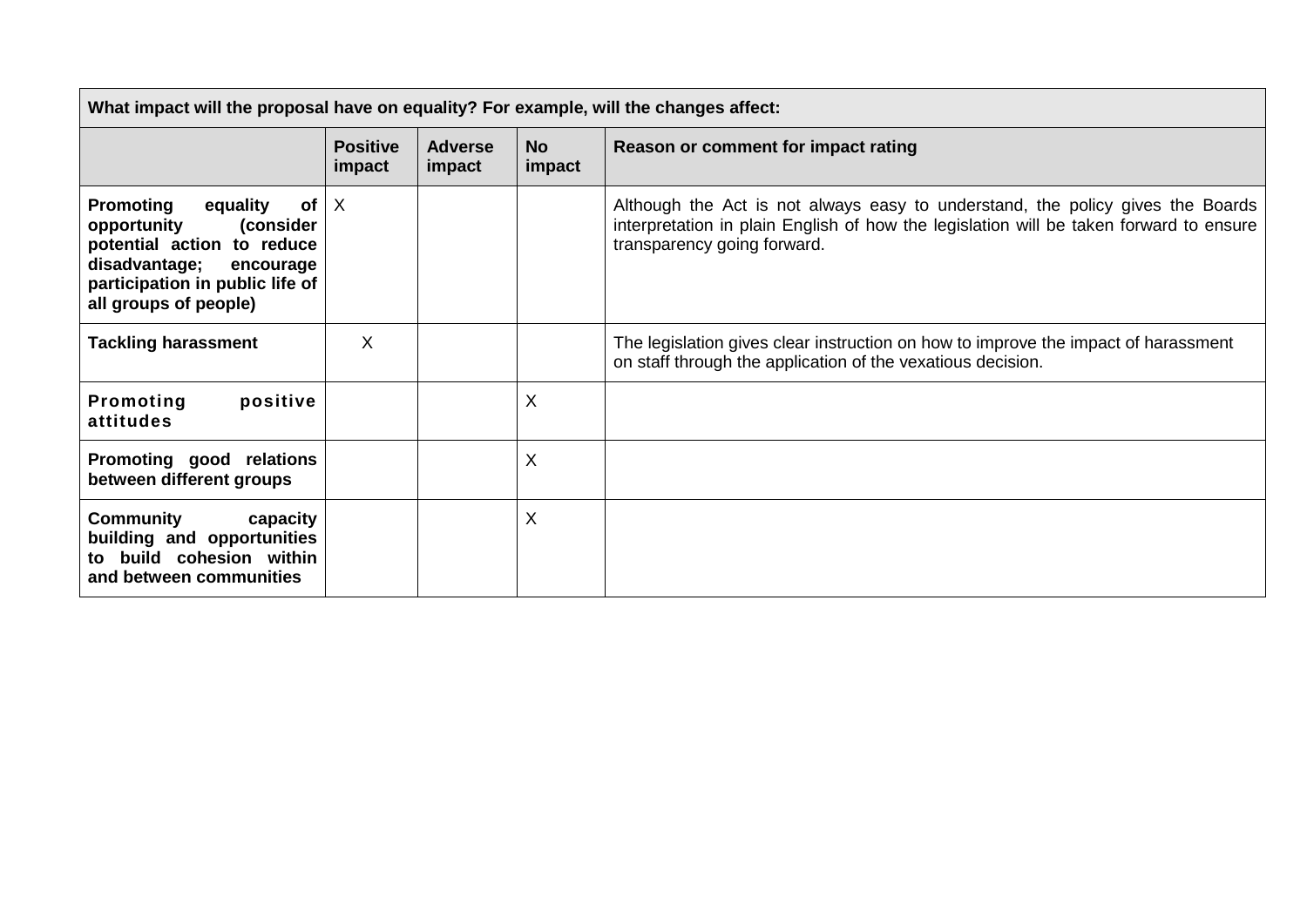| What impact will the proposal have on equality? For example, will the changes affect: | | | | |
|---|---|---|---|---|
| | **Positive impact** | **Adverse impact** | **No impact** | **Reason or comment for impact rating** |
| **Promoting equality of opportunity (consider potential action to reduce disadvantage; encourage participation in public life of all groups of people)** | X | | | Although the Act is not always easy to understand, the policy gives the Boards interpretation in plain English of how the legislation will be taken forward to ensure transparency going forward. |
| **Tackling harassment** | X | | | The legislation gives clear instruction on how to improve the impact of harassment on staff through the application of the vexatious decision. |
| **Promoting positive attitudes** | | | X | |
| **Promoting good relations between different groups** | | | X | |
| **Community capacity building and opportunities to build cohesion within and between communities** | | | X | |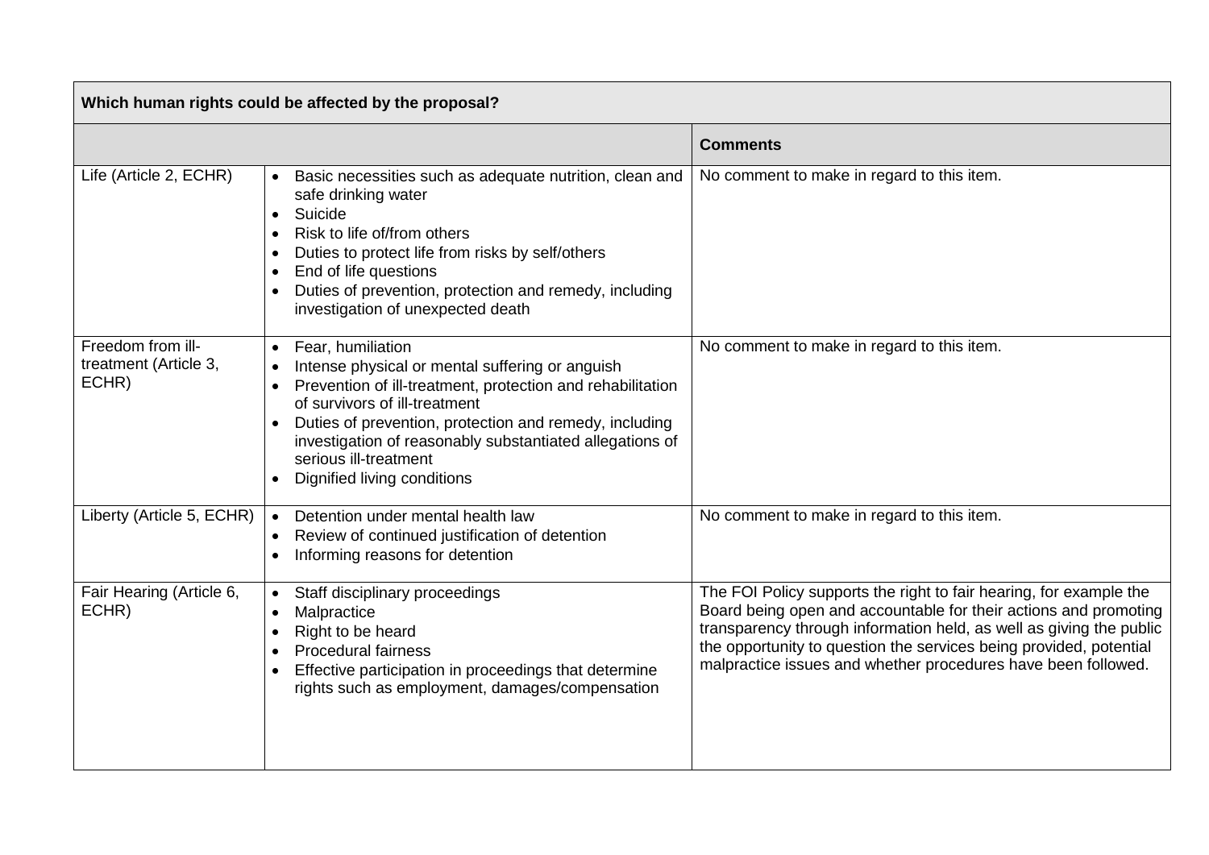| Which human rights could be affected by the proposal? | | |
|---|---|---|
| | | **Comments** |
| Life (Article 2, ECHR) | • Basic necessities such as adequate nutrition, clean and safe drinking water<br>• Suicide<br>• Risk to life of/from others<br>• Duties to protect life from risks by self/others<br>• End of life questions<br>• Duties of prevention, protection and remedy, including investigation of unexpected death | No comment to make in regard to this item. |
| Freedom from ill-treatment (Article 3, ECHR) | • Fear, humiliation<br>• Intense physical or mental suffering or anguish<br>• Prevention of ill-treatment, protection and rehabilitation of survivors of ill-treatment<br>• Duties of prevention, protection and remedy, including investigation of reasonably substantiated allegations of serious ill-treatment<br>• Dignified living conditions | No comment to make in regard to this item. |
| Liberty (Article 5, ECHR) | • Detention under mental health law<br>• Review of continued justification of detention<br>• Informing reasons for detention | No comment to make in regard to this item. |
| Fair Hearing (Article 6, ECHR) | • Staff disciplinary proceedings<br>• Malpractice<br>• Right to be heard<br>• Procedural fairness<br>• Effective participation in proceedings that determine rights such as employment, damages/compensation | The FOI Policy supports the right to fair hearing, for example the Board being open and accountable for their actions and promoting transparency through information held, as well as giving the public the opportunity to question the services being provided, potential malpractice issues and whether procedures have been followed. |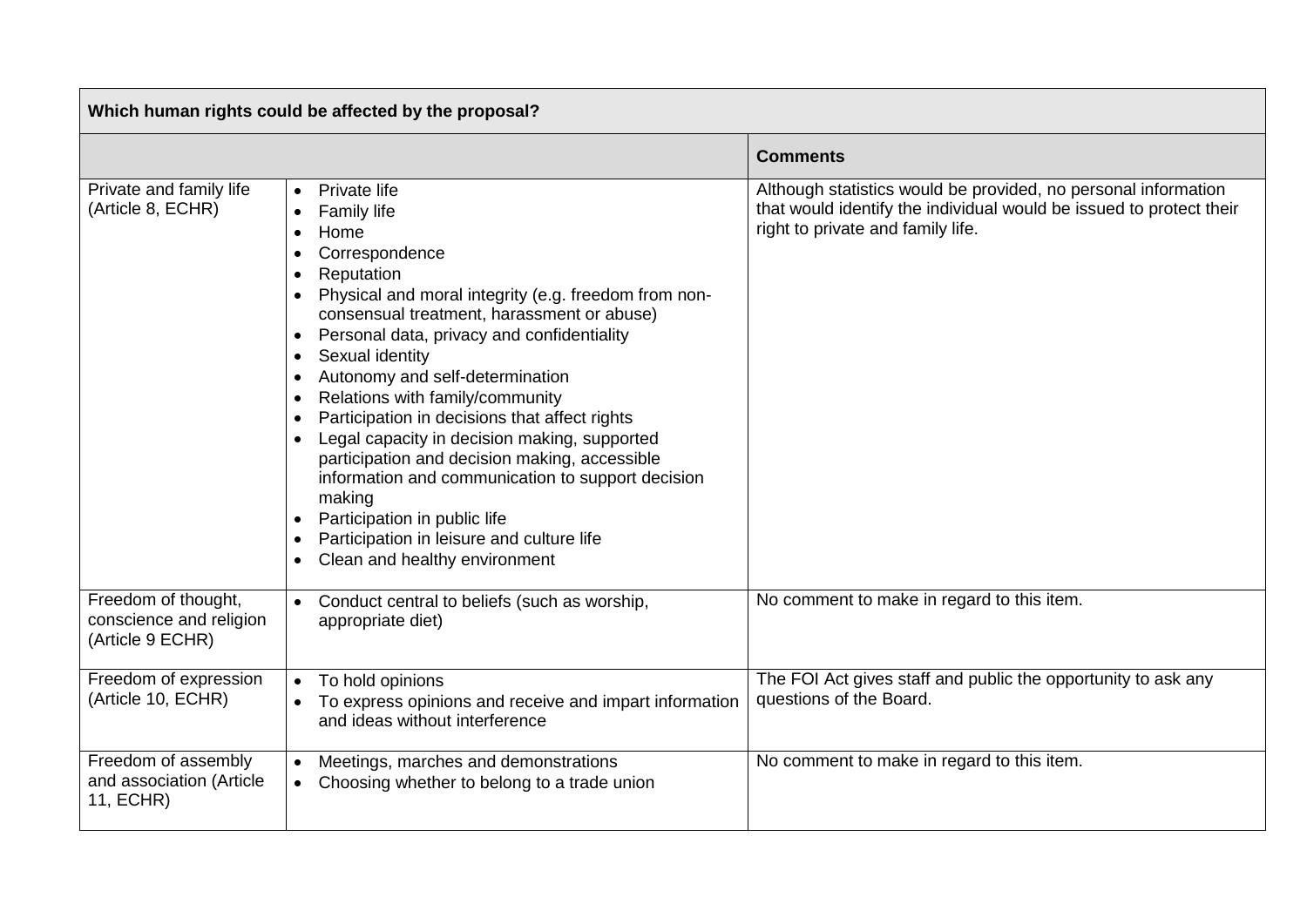| Which human rights could be affected by the proposal? | | |
|---|---|---|
| | | **Comments** |
| Private and family life (Article 8, ECHR) | • Private life<br>• Family life<br>• Home<br>• Correspondence<br>• Reputation<br>• Physical and moral integrity (e.g. freedom from non-consensual treatment, harassment or abuse)<br>• Personal data, privacy and confidentiality<br>• Sexual identity<br>• Autonomy and self-determination<br>• Relations with family/community<br>• Participation in decisions that affect rights<br>• Legal capacity in decision making, supported participation and decision making, accessible information and communication to support decision making<br>• Participation in public life<br>• Participation in leisure and culture life<br>• Clean and healthy environment | Although statistics would be provided, no personal information that would identify the individual would be issued to protect their right to private and family life. |
| Freedom of thought, conscience and religion (Article 9 ECHR) | • Conduct central to beliefs (such as worship, appropriate diet) | No comment to make in regard to this item. |
| Freedom of expression (Article 10, ECHR) | • To hold opinions<br>• To express opinions and receive and impart information and ideas without interference | The FOI Act gives staff and public the opportunity to ask any questions of the Board. |
| Freedom of assembly and association (Article 11, ECHR) | • Meetings, marches and demonstrations<br>• Choosing whether to belong to a trade union | No comment to make in regard to this item. |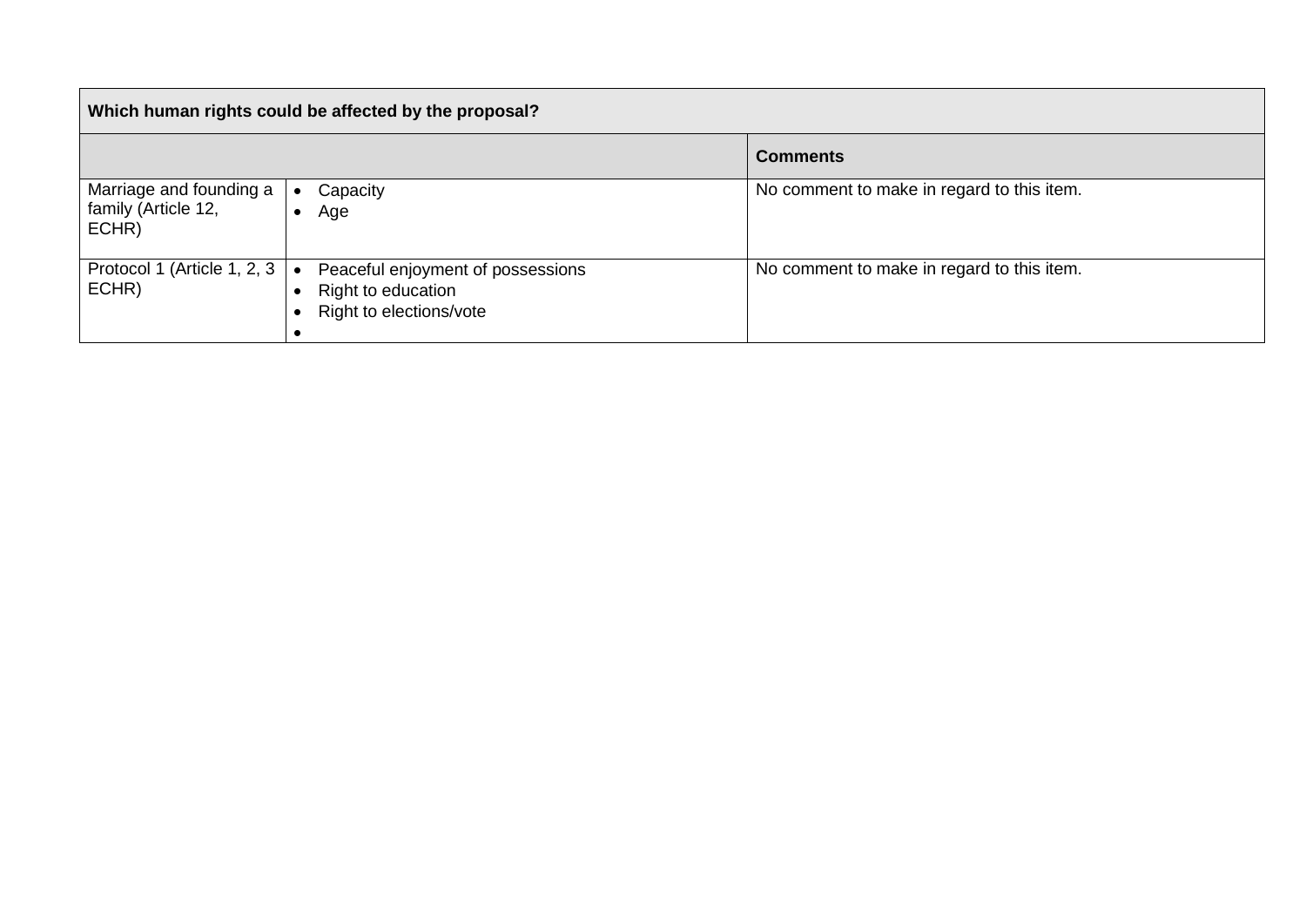| Which human rights could be affected by the proposal? | | |
|---|---|---|
| | | **Comments** |
| Marriage and founding a family (Article 12, ECHR) | • Capacity<br>• Age | No comment to make in regard to this item. |
| Protocol 1 (Article 1, 2, 3 ECHR) | • Peaceful enjoyment of possessions<br>• Right to education<br>• Right to elections/vote<br>• | No comment to make in regard to this item. |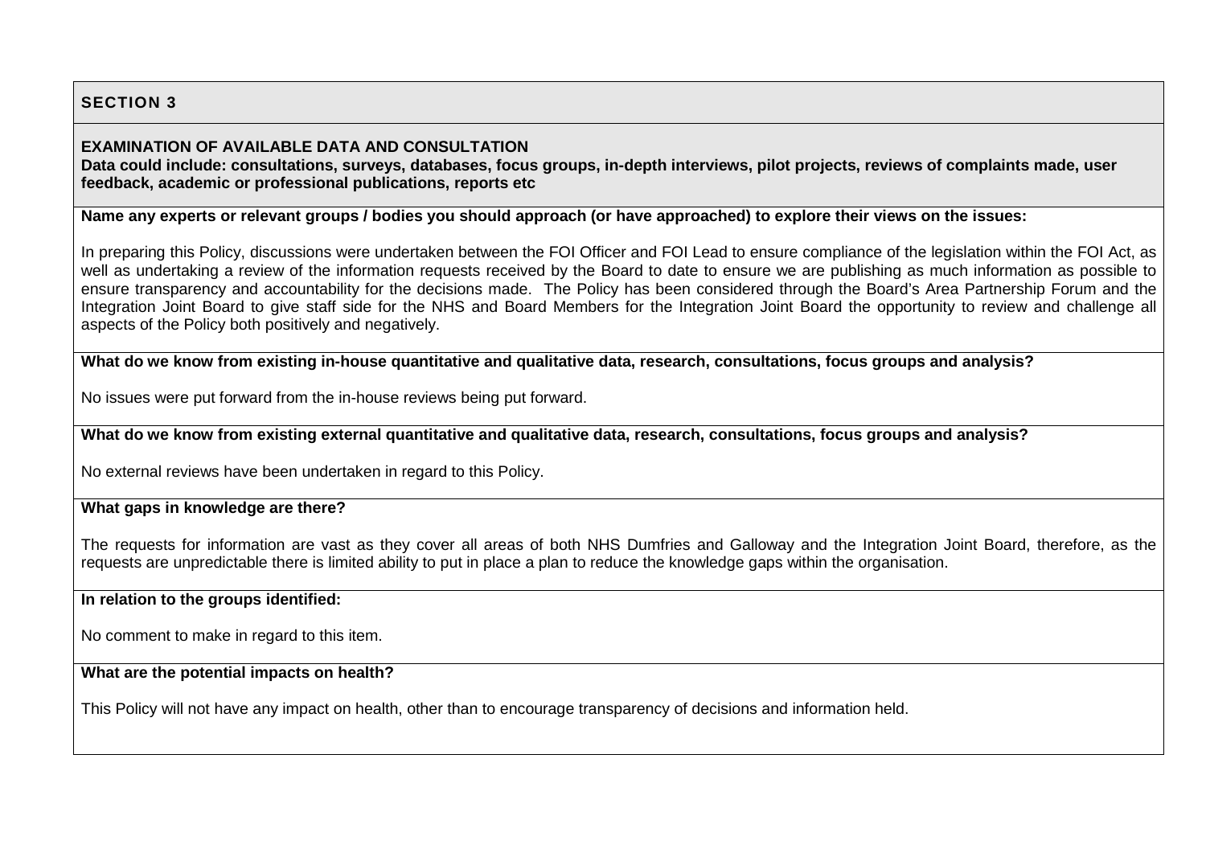## SECTION 3

**EXAMINATION OF AVAILABLE DATA AND CONSULTATION**
**Data could include: consultations, surveys, databases, focus groups, in-depth interviews, pilot projects, reviews of complaints made, user feedback, academic or professional publications, reports etc**

**Name any experts or relevant groups / bodies you should approach (or have approached) to explore their views on the issues:**

In preparing this Policy, discussions were undertaken between the FOI Officer and FOI Lead to ensure compliance of the legislation within the FOI Act, as well as undertaking a review of the information requests received by the Board to date to ensure we are publishing as much information as possible to ensure transparency and accountability for the decisions made. The Policy has been considered through the Board's Area Partnership Forum and the Integration Joint Board to give staff side for the NHS and Board Members for the Integration Joint Board the opportunity to review and challenge all aspects of the Policy both positively and negatively.

**What do we know from existing in-house quantitative and qualitative data, research, consultations, focus groups and analysis?**

No issues were put forward from the in-house reviews being put forward.

**What do we know from existing external quantitative and qualitative data, research, consultations, focus groups and analysis?**

No external reviews have been undertaken in regard to this Policy.

**What gaps in knowledge are there?**

The requests for information are vast as they cover all areas of both NHS Dumfries and Galloway and the Integration Joint Board, therefore, as the requests are unpredictable there is limited ability to put in place a plan to reduce the knowledge gaps within the organisation.

**In relation to the groups identified:**

No comment to make in regard to this item.

**What are the potential impacts on health?**

This Policy will not have any impact on health, other than to encourage transparency of decisions and information held.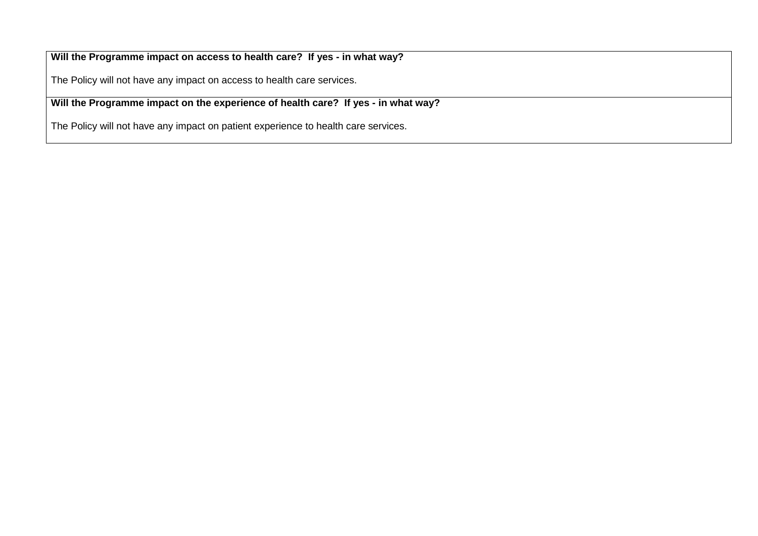| **Will the Programme impact on access to health care? If yes - in what way?** |
|---|
| The Policy will not have any impact on access to health care services. |
| **Will the Programme impact on the experience of health care? If yes - in what way?** |
| The Policy will not have any impact on patient experience to health care services. |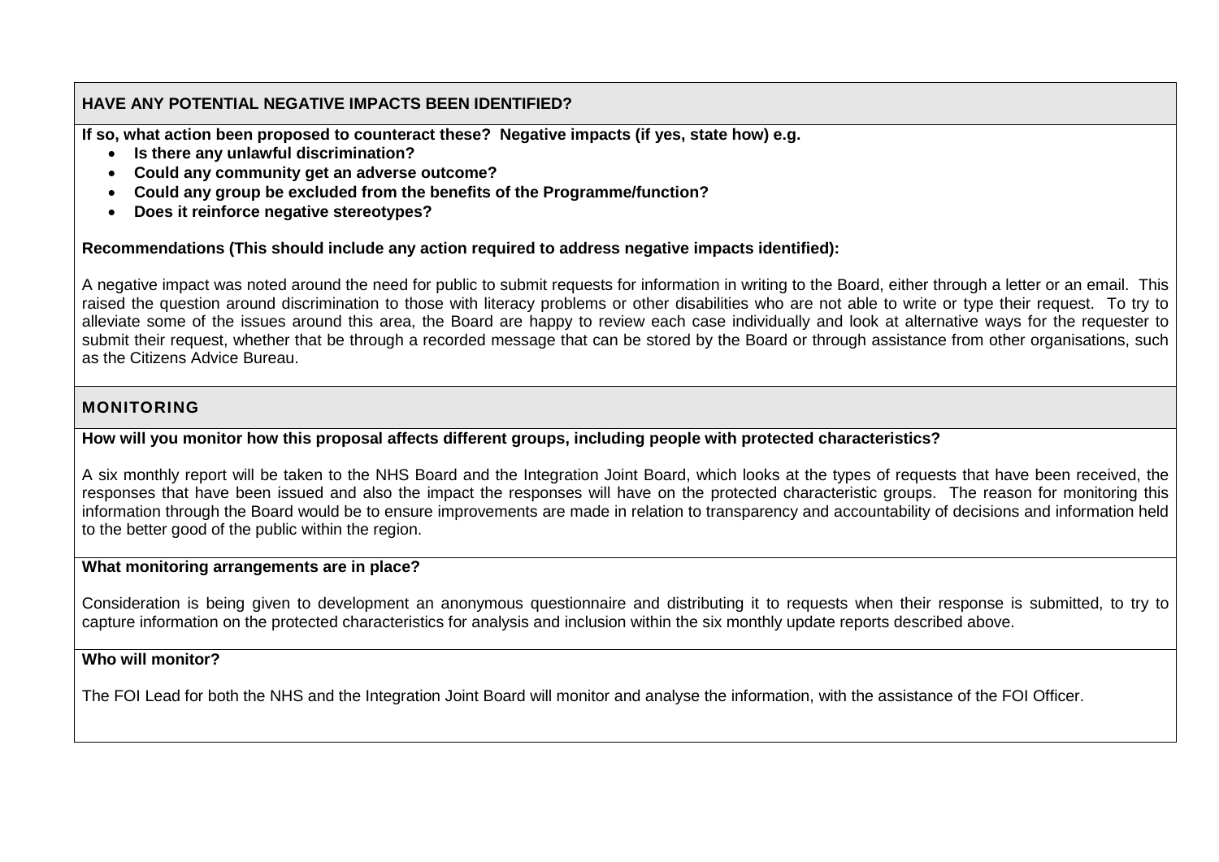## HAVE ANY POTENTIAL NEGATIVE IMPACTS BEEN IDENTIFIED?

**If so, what action been proposed to counteract these? Negative impacts (if yes, state how) e.g.**

- **Is there any unlawful discrimination?**
- **Could any community get an adverse outcome?**
- **Could any group be excluded from the benefits of the Programme/function?**
- **Does it reinforce negative stereotypes?**

**Recommendations (This should include any action required to address negative impacts identified):**

A negative impact was noted around the need for public to submit requests for information in writing to the Board, either through a letter or an email. This raised the question around discrimination to those with literacy problems or other disabilities who are not able to write or type their request. To try to alleviate some of the issues around this area, the Board are happy to review each case individually and look at alternative ways for the requester to submit their request, whether that be through a recorded message that can be stored by the Board or through assistance from other organisations, such as the Citizens Advice Bureau.

## MONITORING

**How will you monitor how this proposal affects different groups, including people with protected characteristics?**

A six monthly report will be taken to the NHS Board and the Integration Joint Board, which looks at the types of requests that have been received, the responses that have been issued and also the impact the responses will have on the protected characteristic groups. The reason for monitoring this information through the Board would be to ensure improvements are made in relation to transparency and accountability of decisions and information held to the better good of the public within the region.

**What monitoring arrangements are in place?**

Consideration is being given to development an anonymous questionnaire and distributing it to requests when their response is submitted, to try to capture information on the protected characteristics for analysis and inclusion within the six monthly update reports described above.

**Who will monitor?**

The FOI Lead for both the NHS and the Integration Joint Board will monitor and analyse the information, with the assistance of the FOI Officer.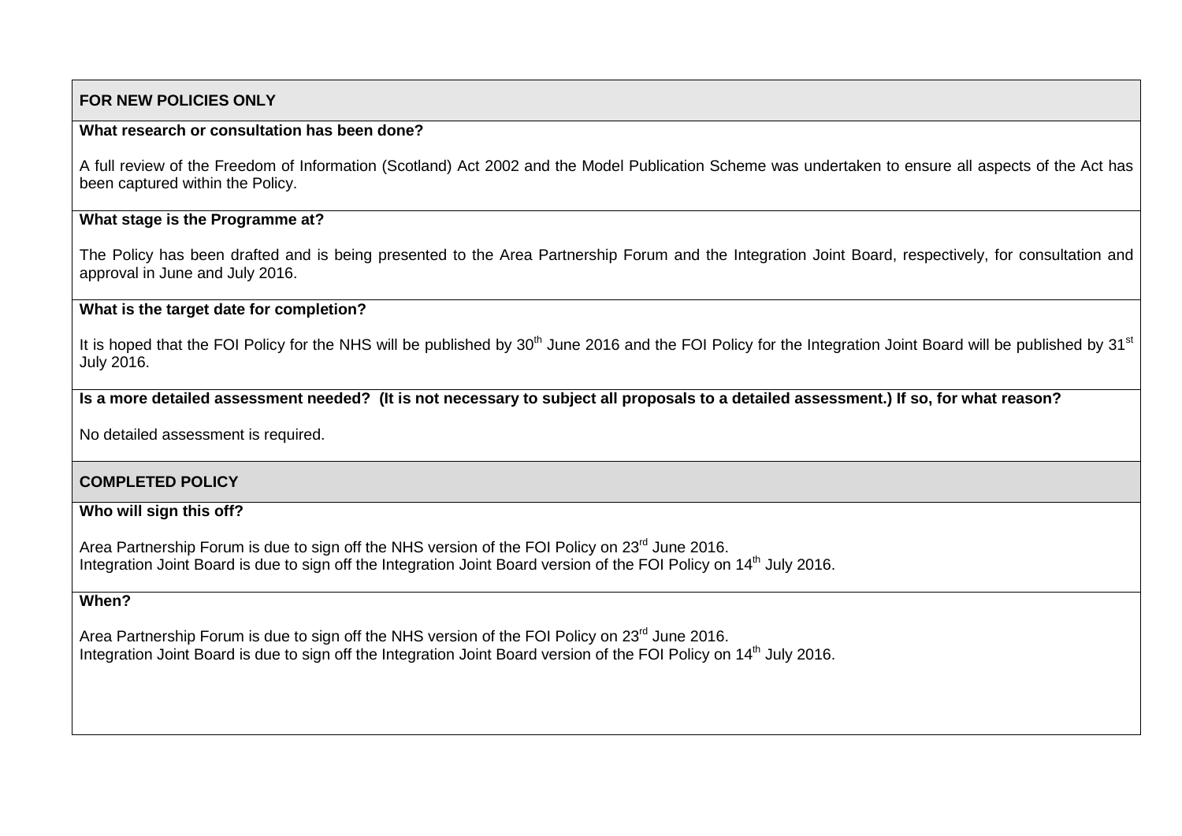| FOR NEW POLICIES ONLY |
| --- |
| **What research or consultation has been done?**<br><br>A full review of the Freedom of Information (Scotland) Act 2002 and the Model Publication Scheme was undertaken to ensure all aspects of the Act has been captured within the Policy. |
| **What stage is the Programme at?**<br><br>The Policy has been drafted and is being presented to the Area Partnership Forum and the Integration Joint Board, respectively, for consultation and approval in June and July 2016. |
| **What is the target date for completion?**<br><br>It is hoped that the FOI Policy for the NHS will be published by 30th June 2016 and the FOI Policy for the Integration Joint Board will be published by 31st July 2016. |
| **Is a more detailed assessment needed? (It is not necessary to subject all proposals to a detailed assessment.) If so, for what reason?**<br><br>No detailed assessment is required. |
| **COMPLETED POLICY** |
| **Who will sign this off?**<br><br>Area Partnership Forum is due to sign off the NHS version of the FOI Policy on 23rd June 2016.<br>Integration Joint Board is due to sign off the Integration Joint Board version of the FOI Policy on 14th July 2016. |
| **When?**<br><br>Area Partnership Forum is due to sign off the NHS version of the FOI Policy on 23rd June 2016.<br>Integration Joint Board is due to sign off the Integration Joint Board version of the FOI Policy on 14th July 2016. |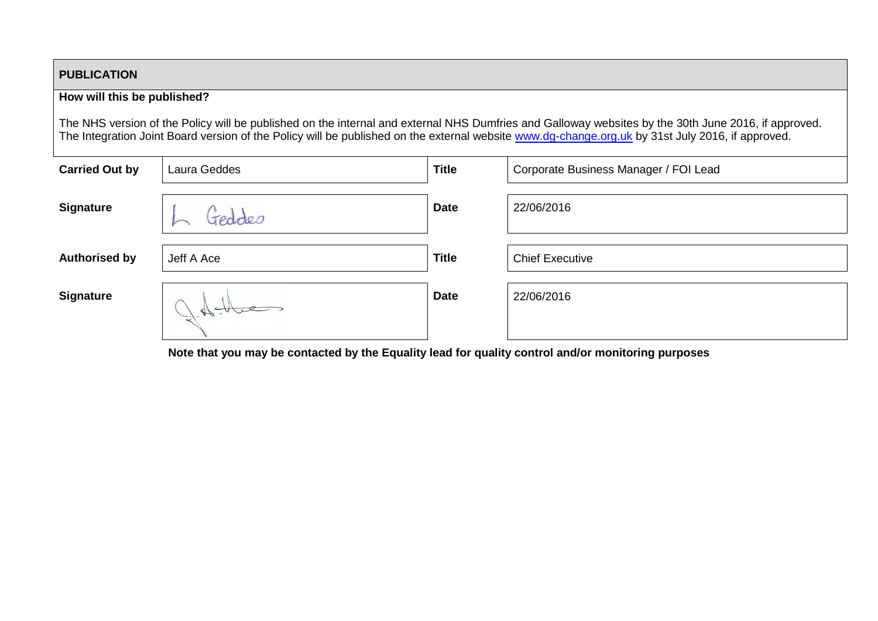**PUBLICATION**

**How will this be published?**

The NHS version of the Policy will be published on the internal and external NHS Dumfries and Galloway websites by the 30th June 2016, if approved. The Integration Joint Board version of the Policy will be published on the external website www.dg-change.org.uk by 31st July 2016, if approved.

| | | | |
|---|---|---|---|
| **Carried Out by** | Laura Geddes | **Title** | Corporate Business Manager / FOI Lead |
| **Signature** | L Geddes | **Date** | 22/06/2016 |
| **Authorised by** | Jeff A Ace | **Title** | Chief Executive |
| **Signature** | | **Date** | 22/06/2016 |

**Note that you may be contacted by the Equality lead for quality control and/or monitoring purposes**